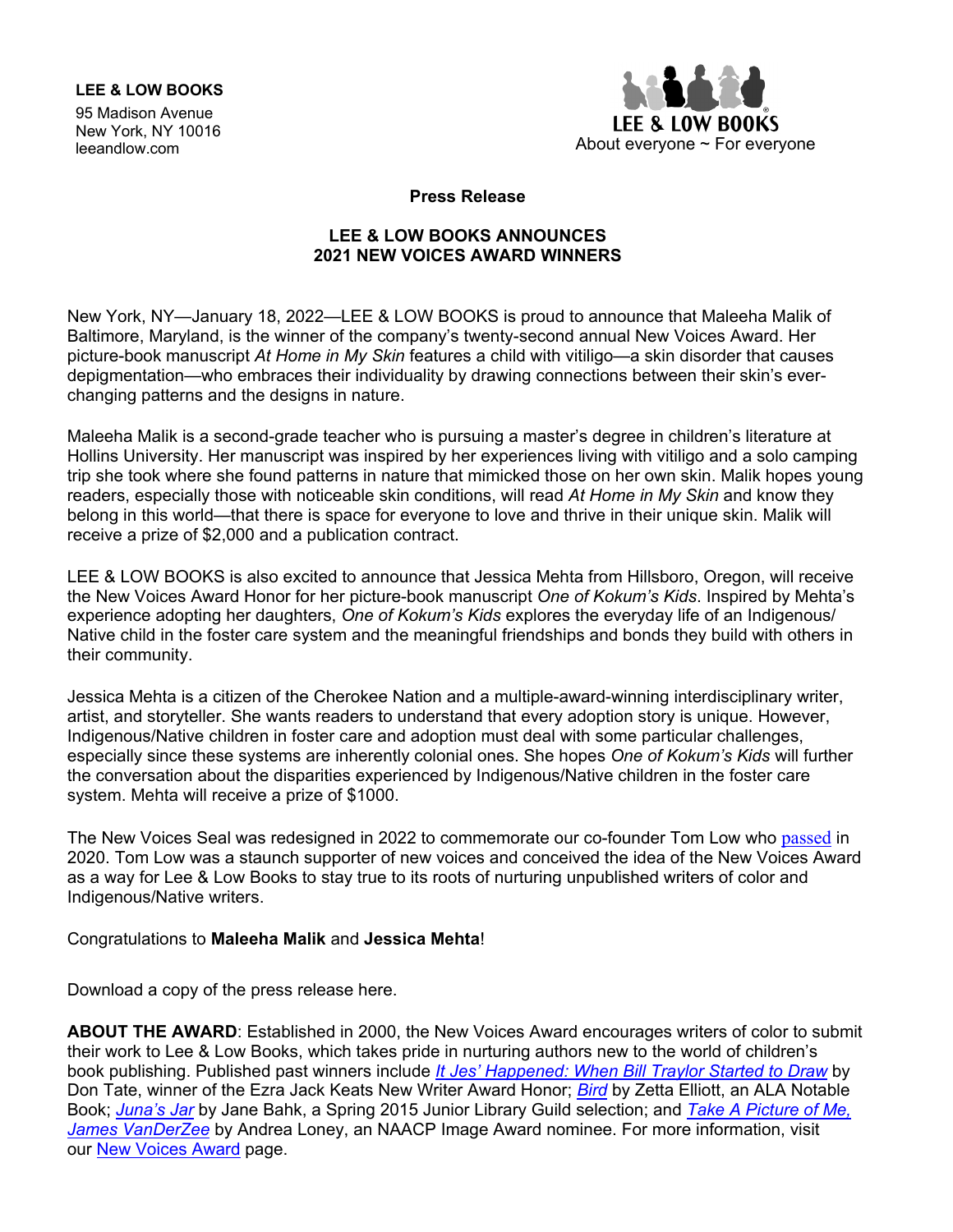**LEE & LOW BOOKS**

95 Madison Avenue
New York, NY 10016
leeandlow.com

LEE & LOW BOOKS
About everyone ~ For everyone

**Press Release**

## LEE & LOW BOOKS ANNOUNCES 2021 NEW VOICES AWARD WINNERS

New York, NY—January 18, 2022—LEE & LOW BOOKS is proud to announce that Maleeha Malik of Baltimore, Maryland, is the winner of the company's twenty-second annual New Voices Award. Her picture-book manuscript *At Home in My Skin* features a child with vitiligo—a skin disorder that causes depigmentation—who embraces their individuality by drawing connections between their skin's ever-changing patterns and the designs in nature.

Maleeha Malik is a second-grade teacher who is pursuing a master's degree in children's literature at Hollins University. Her manuscript was inspired by her experiences living with vitiligo and a solo camping trip she took where she found patterns in nature that mimicked those on her own skin. Malik hopes young readers, especially those with noticeable skin conditions, will read *At Home in My Skin* and know they belong in this world—that there is space for everyone to love and thrive in their unique skin. Malik will receive a prize of $2,000 and a publication contract.

LEE & LOW BOOKS is also excited to announce that Jessica Mehta from Hillsboro, Oregon, will receive the New Voices Award Honor for her picture-book manuscript *One of Kokum's Kids*. Inspired by Mehta's experience adopting her daughters, *One of Kokum's Kids* explores the everyday life of an Indigenous/ Native child in the foster care system and the meaningful friendships and bonds they build with others in their community.

Jessica Mehta is a citizen of the Cherokee Nation and a multiple-award-winning interdisciplinary writer, artist, and storyteller. She wants readers to understand that every adoption story is unique. However, Indigenous/Native children in foster care and adoption must deal with some particular challenges, especially since these systems are inherently colonial ones. She hopes *One of Kokum's Kids* will further the conversation about the disparities experienced by Indigenous/Native children in the foster care system. Mehta will receive a prize of $1000.

The New Voices Seal was redesigned in 2022 to commemorate our co-founder Tom Low who passed in 2020. Tom Low was a staunch supporter of new voices and conceived the idea of the New Voices Award as a way for Lee & Low Books to stay true to its roots of nurturing unpublished writers of color and Indigenous/Native writers.

Congratulations to **Maleeha Malik** and **Jessica Mehta**!

Download a copy of the press release here.

**ABOUT THE AWARD**: Established in 2000, the New Voices Award encourages writers of color to submit their work to Lee & Low Books, which takes pride in nurturing authors new to the world of children's book publishing. Published past winners include *It Jes' Happened: When Bill Traylor Started to Draw* by Don Tate, winner of the Ezra Jack Keats New Writer Award Honor; *Bird* by Zetta Elliott, an ALA Notable Book; *Juna's Jar* by Jane Bahk, a Spring 2015 Junior Library Guild selection; and *Take A Picture of Me, James VanDerZee* by Andrea Loney, an NAACP Image Award nominee. For more information, visit our New Voices Award page.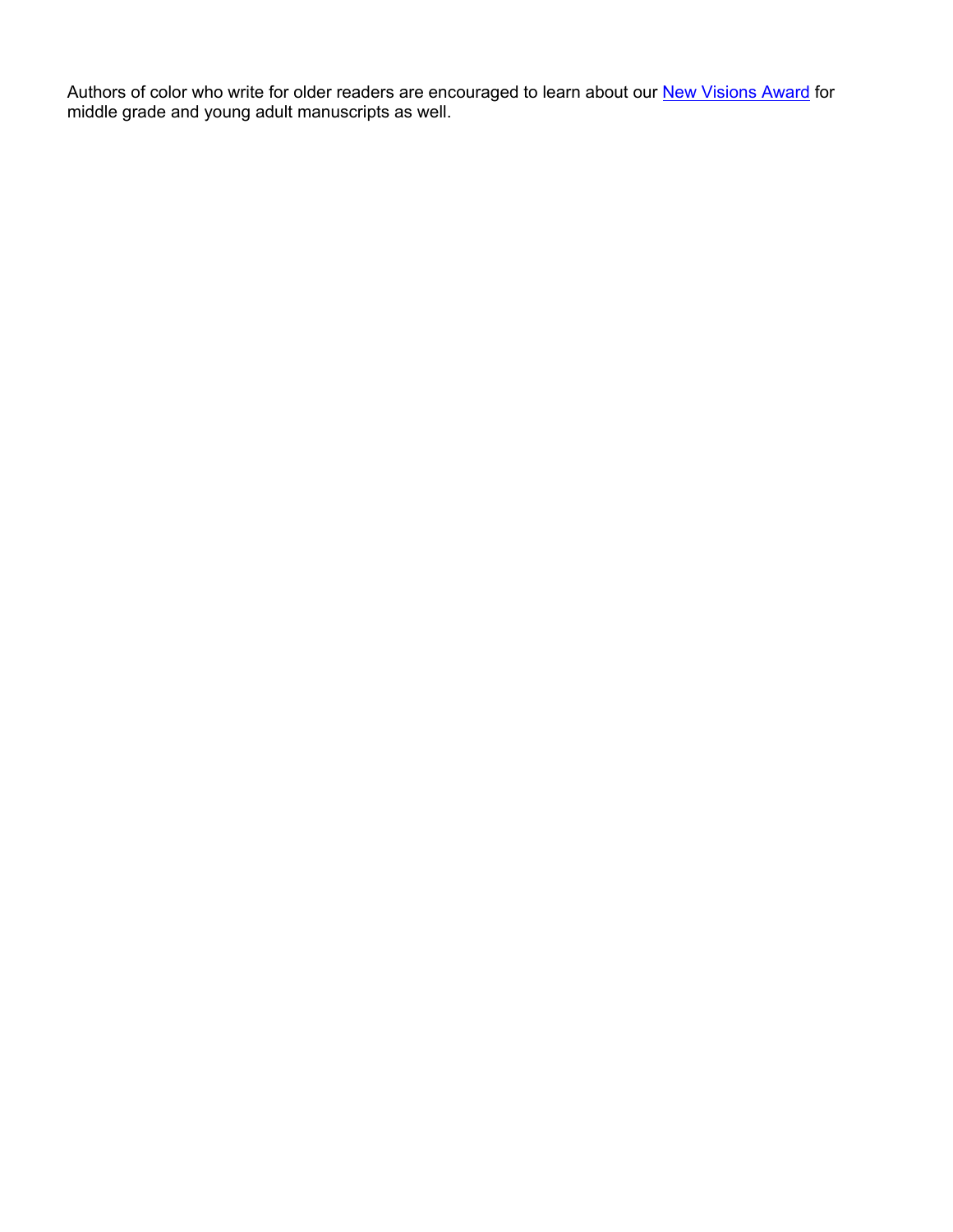Authors of color who write for older readers are encouraged to learn about our New Visions Award for middle grade and young adult manuscripts as well.